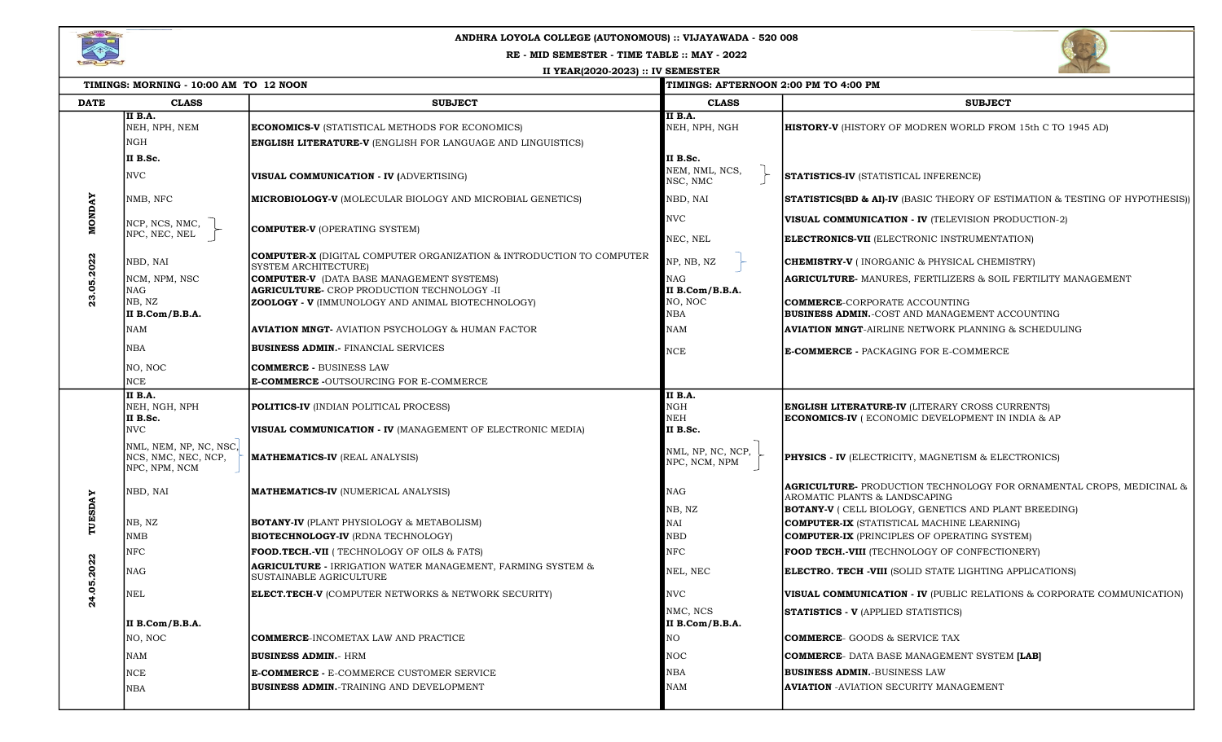# ANDHRA LOYOLA COLLEGE (AUTONOMOUS) :: VIJAYAWADA - 520 008

## RE - MID SEMESTER - TIME TABLE :: MAY - 2022

### II YEAR(2020-2023) :: IV SEMESTER

| | TIMINGS: MORNING - 10:00 AM TO 12 NOON | | TIMINGS: AFTERNOON 2:00 PM TO 4:00 PM | |
|---|---|---|---|---|
| **DATE** | **CLASS** | **SUBJECT** | **CLASS** | **SUBJECT** |
| MONDAY 23.05.2022 | **II B.A.** | | **II B.A.** | |
| | NEH, NPH, NEM | **ECONOMICS-V** (STATISTICAL METHODS FOR ECONOMICS) | NEH, NPH, NGH | **HISTORY-V** (HISTORY OF MODREN WORLD FROM 15th C TO 1945 AD) |
| | NGH | **ENGLISH LITERATURE-V** (ENGLISH FOR LANGUAGE AND LINGUISTICS) | | |
| | **II B.Sc.** | | **II B.Sc.** | |
| | NVC | **VISUAL COMMUNICATION - IV (**ADVERTISING) | NEM, NML, NCS, NSC, NMC | **STATISTICS-IV** (STATISTICAL INFERENCE) |
| | NMB, NFC | **MICROBIOLOGY-V** (MOLECULAR BIOLOGY AND MICROBIAL GENETICS) | NBD, NAI | **STATISTICS(BD & AI)-IV** (BASIC THEORY OF ESTIMATION & TESTING OF HYPOTHESIS)) |
| | NCP, NCS, NMC, NPC, NEC, NEL | **COMPUTER-V** (OPERATING SYSTEM) | NVC | **VISUAL COMMUNICATION - IV** (TELEVISION PRODUCTION-2) |
| | | | NEC, NEL | **ELECTRONICS-VII** (ELECTRONIC INSTRUMENTATION) |
| | NBD, NAI | **COMPUTER-X** (DIGITAL COMPUTER ORGANIZATION & INTRODUCTION TO COMPUTER SYSTEM ARCHITECTURE) | NP, NB, NZ | **CHEMISTRY-V** ( INORGANIC & PHYSICAL CHEMISTRY) |
| | NCM, NPM, NSC | **COMPUTER-V** (DATA BASE MANAGEMENT SYSTEMS) | NAG | **AGRICULTURE-** MANURES, FERTILIZERS & SOIL FERTILITY MANAGEMENT |
| | NAG | **AGRICULTURE-** CROP PRODUCTION TECHNOLOGY -II | **II B.Com/B.B.A.** | |
| | NB, NZ | **ZOOLOGY - V** (IMMUNOLOGY AND ANIMAL BIOTECHNOLOGY) | NO, NOC | **COMMERCE**-CORPORATE ACCOUNTING |
| | **II B.Com/B.B.A.** | | NBA | **BUSINESS ADMIN.**-COST AND MANAGEMENT ACCOUNTING |
| | NAM | **AVIATION MNGT-** AVIATION PSYCHOLOGY & HUMAN FACTOR | NAM | **AVIATION MNGT**-AIRLINE NETWORK PLANNING & SCHEDULING |
| | NBA | **BUSINESS ADMIN.-** FINANCIAL SERVICES | NCE | **E-COMMERCE -** PACKAGING FOR E-COMMERCE |
| | NO, NOC | **COMMERCE -** BUSINESS LAW | | |
| | NCE | **E-COMMERCE -**OUTSOURCING FOR E-COMMERCE | | |
| TUESDAY 24.05.2022 | **II B.A.** | | **II B.A.** | |
| | NEH, NGH, NPH | **POLITICS-IV** (INDIAN POLITICAL PROCESS) | NGH | **ENGLISH LITERATURE-IV** (LITERARY CROSS CURRENTS) |
| | **II B.Sc.** | | NEH | **ECONOMICS-IV** ( ECONOMIC DEVELOPMENT IN INDIA & AP |
| | NVC | **VISUAL COMMUNICATION - IV** (MANAGEMENT OF ELECTRONIC MEDIA) | **II B.Sc.** | |
| | NML, NEM, NP, NC, NSC, NCS, NMC, NEC, NCP, NPC, NPM, NCM | **MATHEMATICS-IV** (REAL ANALYSIS) | NML, NP, NC, NCP, NPC, NCM, NPM | **PHYSICS - IV** (ELECTRICITY, MAGNETISM & ELECTRONICS) |
| | NBD, NAI | **MATHEMATICS-IV** (NUMERICAL ANALYSIS) | NAG | **AGRICULTURE-** PRODUCTION TECHNOLOGY FOR ORNAMENTAL CROPS, MEDICINAL & AROMATIC PLANTS & LANDSCAPING |
| | | | NB, NZ | **BOTANY-V** ( CELL BIOLOGY, GENETICS AND PLANT BREEDING) |
| | NB, NZ | **BOTANY-IV** (PLANT PHYSIOLOGY & METABOLISM) | NAI | **COMPUTER-IX** (STATISTICAL MACHINE LEARNING) |
| | NMB | **BIOTECHNOLOGY-IV** (RDNA TECHNOLOGY) | NBD | **COMPUTER-IX** (PRINCIPLES OF OPERATING SYSTEM) |
| | NFC | **FOOD.TECH.-VII** ( TECHNOLOGY OF OILS & FATS) | NFC | **FOOD TECH.-VIII** (TECHNOLOGY OF CONFECTIONERY) |
| | NAG | **AGRICULTURE** - IRRIGATION WATER MANAGEMENT, FARMING SYSTEM & SUSTAINABLE AGRICULTURE | NEL, NEC | **ELECTRO. TECH -VIII** (SOLID STATE LIGHTING APPLICATIONS) |
| | NEL | **ELECT.TECH-V** (COMPUTER NETWORKS & NETWORK SECURITY) | NVC | **VISUAL COMMUNICATION - IV** (PUBLIC RELATIONS & CORPORATE COMMUNICATION) |
| | | | NMC, NCS | **STATISTICS - V** (APPLIED STATISTICS) |
| | **II B.Com/B.B.A.** | | **II B.Com/B.B.A.** | |
| | NO, NOC | **COMMERCE**-INCOMETAX LAW AND PRACTICE | NO | **COMMERCE**- GOODS & SERVICE TAX |
| | NAM | **BUSINESS ADMIN.**- HRM | NOC | **COMMERCE**- DATA BASE MANAGEMENT SYSTEM **[LAB]** |
| | NCE | **E-COMMERCE -** E-COMMERCE CUSTOMER SERVICE | NBA | **BUSINESS ADMIN.**-BUSINESS LAW |
| | NBA | **BUSINESS ADMIN.**-TRAINING AND DEVELOPMENT | NAM | **AVIATION** -AVIATION SECURITY MANAGEMENT |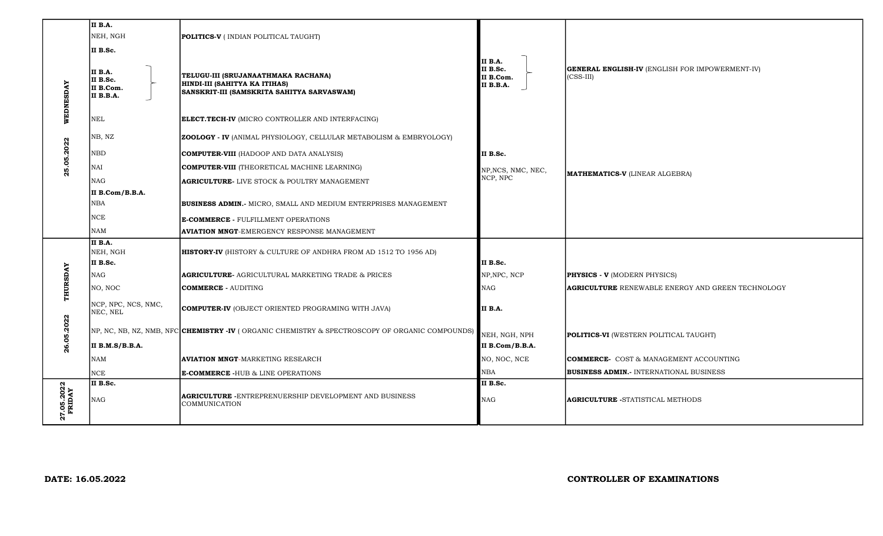| | | | | |
|---|---|---|---|---|
| 25.05.2022 WEDNESDAY | **II B.A.** | | **II B.A. II B.Sc. II B.Com. II B.B.A.** | **GENERAL ENGLISH-IV** (ENGLISH FOR IMPOWERMENT-IV) (CSS-III) |
| | NEH, NGH | **POLITICS-V** ( INDIAN POLITICAL TAUGHT) | | |
| | **II B.Sc.** | | | |
| | **II B.A. II B.Sc. II B.Com. II B.B.A.** | **TELUGU-III (SRUJANAATHMAKA RACHANA) HINDI-III (SAHITYA KA ITIHAS) SANSKRIT-III (SAMSKRITA SAHITYA SARVASWAM)** | | |
| | NEL | **ELECT.TECH-IV** (MICRO CONTROLLER AND INTERFACING) | | |
| | NB, NZ | **ZOOLOGY - IV** (ANIMAL PHYSIOLOGY, CELLULAR METABOLISM & EMBRYOLOGY) | | |
| | NBD | **COMPUTER-VIII** (HADOOP AND DATA ANALYSIS) | **II B.Sc.** | |
| | NAI | **COMPUTER-VIII** (THEORETICAL MACHINE LEARNING) | NP,NCS, NMC, NEC, NCP, NPC | **MATHEMATICS-V** (LINEAR ALGEBRA) |
| | NAG | **AGRICULTURE-** LIVE STOCK & POULTRY MANAGEMENT | | |
| | **II B.Com/B.B.A.** | | | |
| | NBA | **BUSINESS ADMIN.-** MICRO, SMALL AND MEDIUM ENTERPRISES MANAGEMENT | | |
| | NCE | **E-COMMERCE -** FULFILLMENT OPERATIONS | | |
| | NAM | **AVIATION MNGT**-EMERGENCY RESPONSE MANAGEMENT | | |
| 26.05.2022 THURSDAY | **II B.A.** | | | |
| | NEH, NGH | **HISTORY-IV** (HISTORY & CULTURE OF ANDHRA FROM AD 1512 TO 1956 AD) | | |
| | **II B.Sc.** | | **II B.Sc.** | |
| | NAG | **AGRICULTURE-** AGRICULTURAL MARKETING TRADE & PRICES | NP,NPC, NCP | **PHYSICS - V** (MODERN PHYSICS) |
| | NO, NOC | **COMMERCE -** AUDITING | NAG | **AGRICULTURE** RENEWABLE ENERGY AND GREEN TECHNOLOGY |
| | NCP, NPC, NCS, NMC, NEC, NEL | **COMPUTER-IV** (OBJECT ORIENTED PROGRAMING WITH JAVA) | **II B.A.** | |
| | NP, NC, NB, NZ, NMB, NFC | **CHEMISTRY -IV** ( ORGANIC CHEMISTRY & SPECTROSCOPY OF ORGANIC COMPOUNDS) | NEH, NGH, NPH | **POLITICS-VI** (WESTERN POLITICAL TAUGHT) |
| | **II B.M.S/B.B.A.** | | **II B.Com/B.B.A.** | |
| | NAM | **AVIATION MNGT**-MARKETING RESEARCH | NO, NOC, NCE | **COMMERCE-** COST & MANAGEMENT ACCOUNTING |
| | NCE | **E-COMMERCE -**HUB & LINE OPERATIONS | NBA | **BUSINESS ADMIN.-** INTERNATIONAL BUSINESS |
| 27.05.2022 FRIDAY | **II B.Sc.** | | **II B.Sc.** | |
| | NAG | **AGRICULTURE -**ENTREPRENUERSHIP DEVELOPMENT AND BUSINESS COMMUNICATION | NAG | **AGRICULTURE -**STATISTICAL METHODS |

**DATE: 16.05.2022**

**CONTROLLER OF EXAMINATIONS**